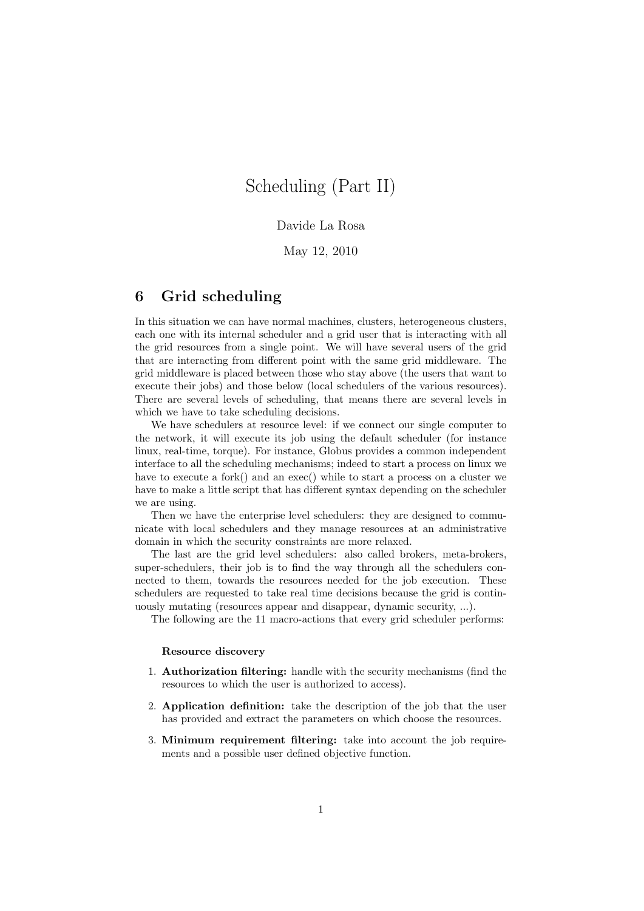# Scheduling (Part II)

Davide La Rosa

May 12, 2010

## 6 Grid scheduling

In this situation we can have normal machines, clusters, heterogeneous clusters, each one with its internal scheduler and a grid user that is interacting with all the grid resources from a single point. We will have several users of the grid that are interacting from different point with the same grid middleware. The grid middleware is placed between those who stay above (the users that want to execute their jobs) and those below (local schedulers of the various resources). There are several levels of scheduling, that means there are several levels in which we have to take scheduling decisions.

We have schedulers at resource level: if we connect our single computer to the network, it will execute its job using the default scheduler (for instance linux, real-time, torque). For instance, Globus provides a common independent interface to all the scheduling mechanisms; indeed to start a process on linux we have to execute a fork() and an exec() while to start a process on a cluster we have to make a little script that has different syntax depending on the scheduler we are using.

Then we have the enterprise level schedulers: they are designed to communicate with local schedulers and they manage resources at an administrative domain in which the security constraints are more relaxed.

The last are the grid level schedulers: also called brokers, meta-brokers, super-schedulers, their job is to find the way through all the schedulers connected to them, towards the resources needed for the job execution. These schedulers are requested to take real time decisions because the grid is continuously mutating (resources appear and disappear, dynamic security, ...).

The following are the 11 macro-actions that every grid scheduler performs:

**Resource discovery**

1. **Authorization filtering:** handle with the security mechanisms (find the resources to which the user is authorized to access).
2. **Application definition:** take the description of the job that the user has provided and extract the parameters on which choose the resources.
3. **Minimum requirement filtering:** take into account the job requirements and a possible user defined objective function.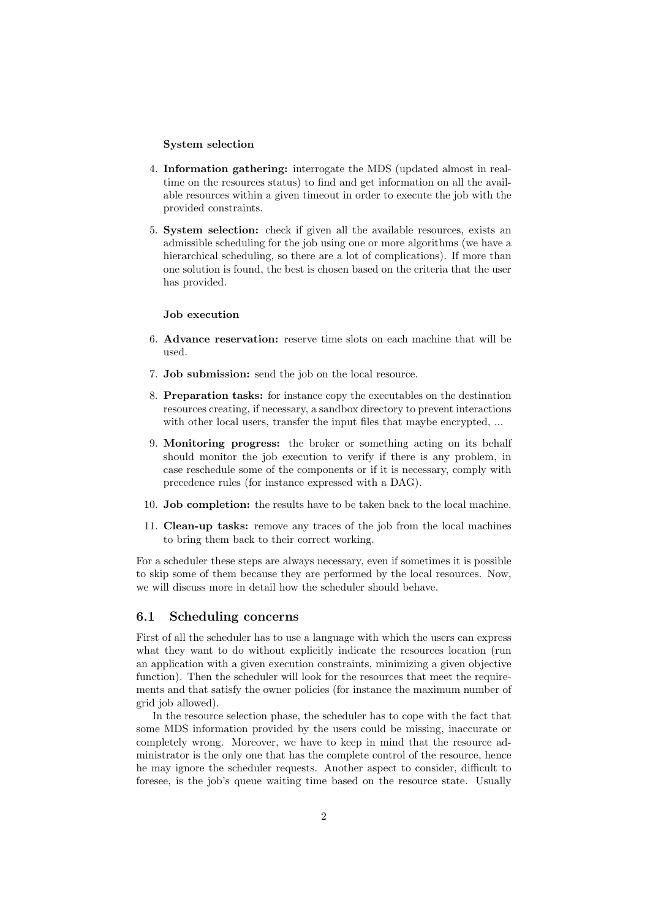**System selection**

4. **Information gathering:** interrogate the MDS (updated almost in real-time on the resources status) to find and get information on all the available resources within a given timeout in order to execute the job with the provided constraints.

5. **System selection:** check if given all the available resources, exists an admissible scheduling for the job using one or more algorithms (we have a hierarchical scheduling, so there are a lot of complications). If more than one solution is found, the best is chosen based on the criteria that the user has provided.

**Job execution**

6. **Advance reservation:** reserve time slots on each machine that will be used.

7. **Job submission:** send the job on the local resource.

8. **Preparation tasks:** for instance copy the executables on the destination resources creating, if necessary, a sandbox directory to prevent interactions with other local users, transfer the input files that maybe encrypted, ...

9. **Monitoring progress:** the broker or something acting on its behalf should monitor the job execution to verify if there is any problem, in case reschedule some of the components or if it is necessary, comply with precedence rules (for instance expressed with a DAG).

10. **Job completion:** the results have to be taken back to the local machine.

11. **Clean-up tasks:** remove any traces of the job from the local machines to bring them back to their correct working.

For a scheduler these steps are always necessary, even if sometimes it is possible to skip some of them because they are performed by the local resources. Now, we will discuss more in detail how the scheduler should behave.

## 6.1 Scheduling concerns

First of all the scheduler has to use a language with which the users can express what they want to do without explicitly indicate the resources location (run an application with a given execution constraints, minimizing a given objective function). Then the scheduler will look for the resources that meet the requirements and that satisfy the owner policies (for instance the maximum number of grid job allowed).

In the resource selection phase, the scheduler has to cope with the fact that some MDS information provided by the users could be missing, inaccurate or completely wrong. Moreover, we have to keep in mind that the resource administrator is the only one that has the complete control of the resource, hence he may ignore the scheduler requests. Another aspect to consider, difficult to foresee, is the job's queue waiting time based on the resource state. Usually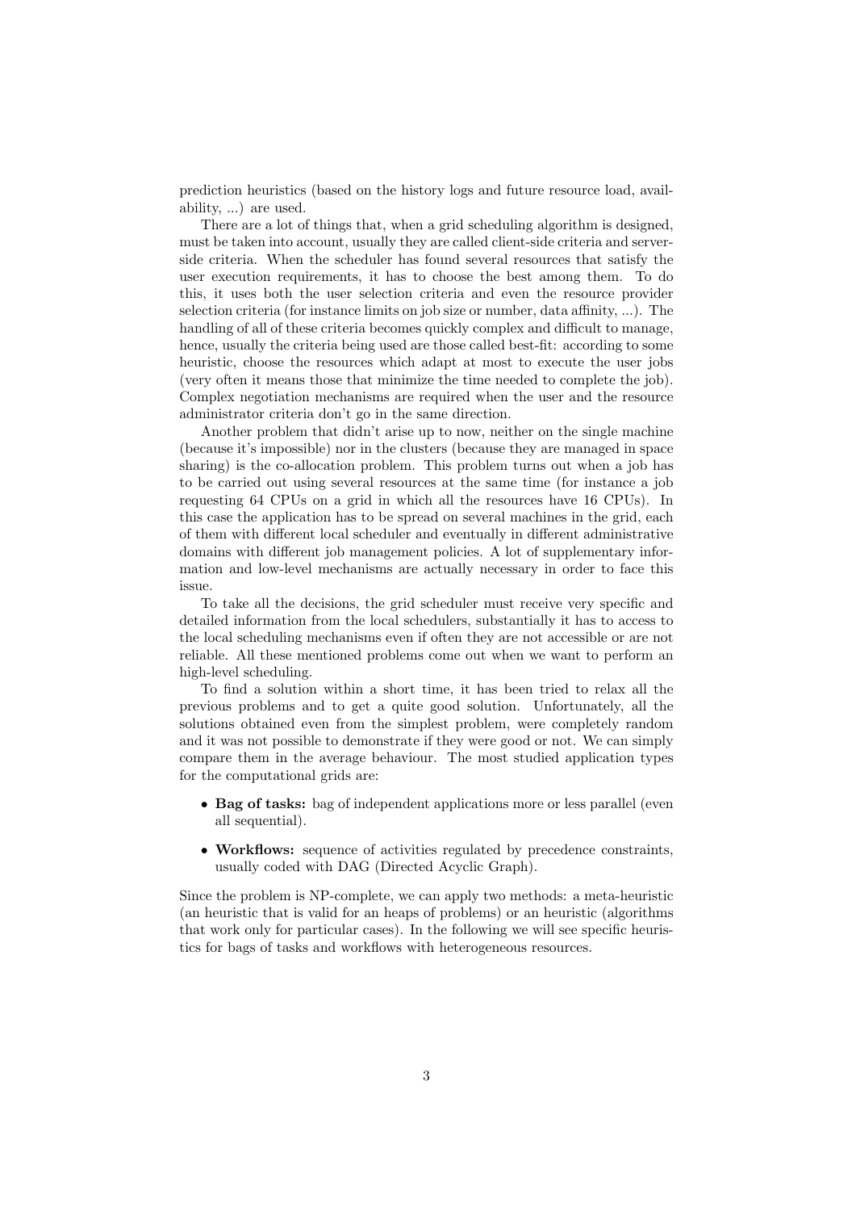prediction heuristics (based on the history logs and future resource load, availability, ...) are used.

There are a lot of things that, when a grid scheduling algorithm is designed, must be taken into account, usually they are called client-side criteria and server-side criteria. When the scheduler has found several resources that satisfy the user execution requirements, it has to choose the best among them. To do this, it uses both the user selection criteria and even the resource provider selection criteria (for instance limits on job size or number, data affinity, ...). The handling of all of these criteria becomes quickly complex and difficult to manage, hence, usually the criteria being used are those called best-fit: according to some heuristic, choose the resources which adapt at most to execute the user jobs (very often it means those that minimize the time needed to complete the job). Complex negotiation mechanisms are required when the user and the resource administrator criteria don't go in the same direction.

Another problem that didn't arise up to now, neither on the single machine (because it's impossible) nor in the clusters (because they are managed in space sharing) is the co-allocation problem. This problem turns out when a job has to be carried out using several resources at the same time (for instance a job requesting 64 CPUs on a grid in which all the resources have 16 CPUs). In this case the application has to be spread on several machines in the grid, each of them with different local scheduler and eventually in different administrative domains with different job management policies. A lot of supplementary information and low-level mechanisms are actually necessary in order to face this issue.

To take all the decisions, the grid scheduler must receive very specific and detailed information from the local schedulers, substantially it has to access to the local scheduling mechanisms even if often they are not accessible or are not reliable. All these mentioned problems come out when we want to perform an high-level scheduling.

To find a solution within a short time, it has been tried to relax all the previous problems and to get a quite good solution. Unfortunately, all the solutions obtained even from the simplest problem, were completely random and it was not possible to demonstrate if they were good or not. We can simply compare them in the average behaviour. The most studied application types for the computational grids are:

- **Bag of tasks:** bag of independent applications more or less parallel (even all sequential).
- **Workflows:** sequence of activities regulated by precedence constraints, usually coded with DAG (Directed Acyclic Graph).

Since the problem is NP-complete, we can apply two methods: a meta-heuristic (an heuristic that is valid for an heaps of problems) or an heuristic (algorithms that work only for particular cases). In the following we will see specific heuristics for bags of tasks and workflows with heterogeneous resources.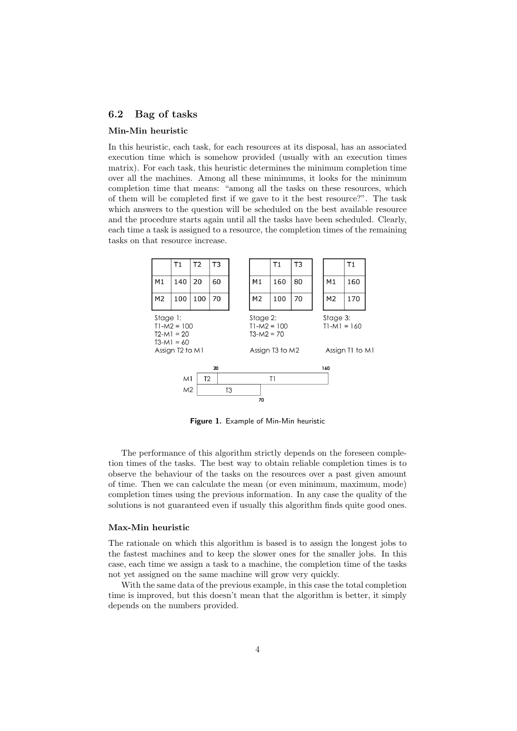## 6.2 Bag of tasks

### Min-Min heuristic

In this heuristic, each task, for each resources at its disposal, has an associated execution time which is somehow provided (usually with an execution times matrix). For each task, this heuristic determines the minimum completion time over all the machines. Among all these minimums, it looks for the minimum completion time that means: "among all the tasks on these resources, which of them will be completed first if we gave to it the best resource?". The task which answers to the question will be scheduled on the best available resource and the procedure starts again until all the tasks have been scheduled. Clearly, each time a task is assigned to a resource, the completion times of the remaining tasks on that resource increase.

| | T1 | T2 | T3 |
|---|---|---|---|
| M1 | 140 | 20 | 60 |
| M2 | 100 | 100 | 70 |

Stage 1:
T1-M2 = 100
T2-M1 = 20
T3-M1 = 60
Assign T2 to M1

| | T1 | T3 |
|---|---|---|
| M1 | 160 | 80 |
| M2 | 100 | 70 |

Stage 2:
T1-M2 = 100
T3-M2 = 70
Assign T3 to M2

| | T1 |
|---|---|
| M1 | 160 |
| M2 | 170 |

Stage 3:
T1-M1 = 160
Assign T1 to M1

M1: T2 (0–20), T1 (20–160)
M2: T3 (0–70)

**Figure 1.** Example of Min-Min heuristic

The performance of this algorithm strictly depends on the foreseen completion times of the tasks. The best way to obtain reliable completion times is to observe the behaviour of the tasks on the resources over a past given amount of time. Then we can calculate the mean (or even minimum, maximum, mode) completion times using the previous information. In any case the quality of the solutions is not guaranteed even if usually this algorithm finds quite good ones.

### Max-Min heuristic

The rationale on which this algorithm is based is to assign the longest jobs to the fastest machines and to keep the slower ones for the smaller jobs. In this case, each time we assign a task to a machine, the completion time of the tasks not yet assigned on the same machine will grow very quickly.

With the same data of the previous example, in this case the total completion time is improved, but this doesn't mean that the algorithm is better, it simply depends on the numbers provided.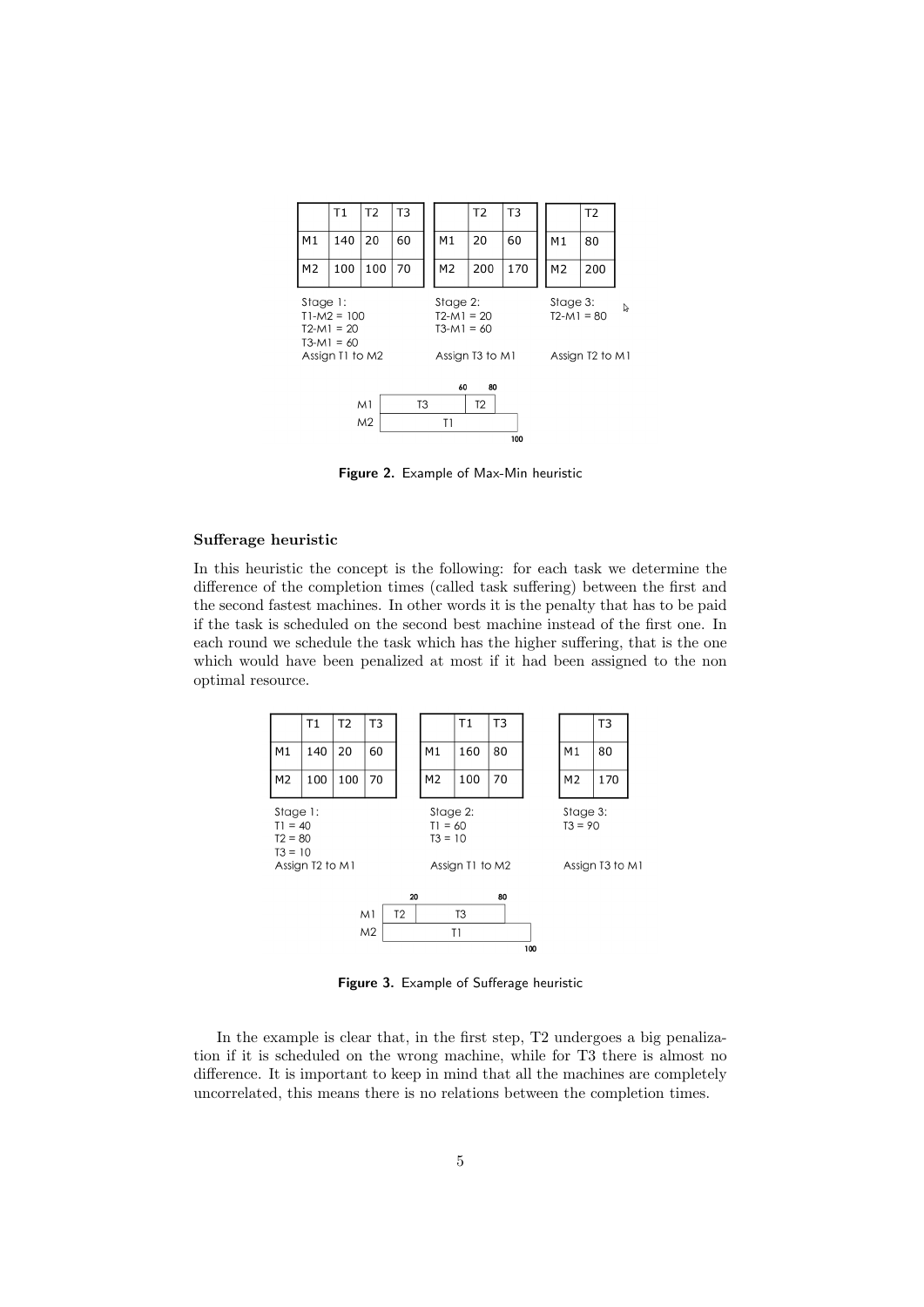|  | T1 | T2 | T3 |
|---|---|---|---|
| M1 | 140 | 20 | 60 |
| M2 | 100 | 100 | 70 |

Stage 1:
T1-M2 = 100
T2-M1 = 20
T3-M1 = 60
Assign T1 to M2

|  | T2 | T3 |
|---|---|---|
| M1 | 20 | 60 |
| M2 | 200 | 170 |

Stage 2:
T2-M1 = 20
T3-M1 = 60
Assign T3 to M1

|  | T2 |
|---|---|
| M1 | 80 |
| M2 | 200 |

Stage 3:
T2-M1 = 80
Assign T2 to M1

| | 0–60 | 60–80 | 80–100 |
|---|---|---|---|
| M1 | T3 | T2 | |
| M2 | T1 | T1 | T1 |

**Figure 2.** Example of Max-Min heuristic

### Sufferage heuristic

In this heuristic the concept is the following: for each task we determine the difference of the completion times (called task suffering) between the first and the second fastest machines. In other words it is the penalty that has to be paid if the task is scheduled on the second best machine instead of the first one. In each round we schedule the task which has the higher suffering, that is the one which would have been penalized at most if it had been assigned to the non optimal resource.

|  | T1 | T2 | T3 |
|---|---|---|---|
| M1 | 140 | 20 | 60 |
| M2 | 100 | 100 | 70 |

Stage 1:
T1 = 40
T2 = 80
T3 = 10
Assign T2 to M1

|  | T1 | T3 |
|---|---|---|
| M1 | 160 | 80 |
| M2 | 100 | 70 |

Stage 2:
T1 = 60
T3 = 10
Assign T1 to M2

|  | T3 |
|---|---|
| M1 | 80 |
| M2 | 170 |

Stage 3:
T3 = 90
Assign T3 to M1

| | 0–20 | 20–80 | 80–100 |
|---|---|---|---|
| M1 | T2 | T3 | |
| M2 | T1 | T1 | T1 |

**Figure 3.** Example of Sufferage heuristic

In the example is clear that, in the first step, T2 undergoes a big penalization if it is scheduled on the wrong machine, while for T3 there is almost no difference. It is important to keep in mind that all the machines are completely uncorrelated, this means there is no relations between the completion times.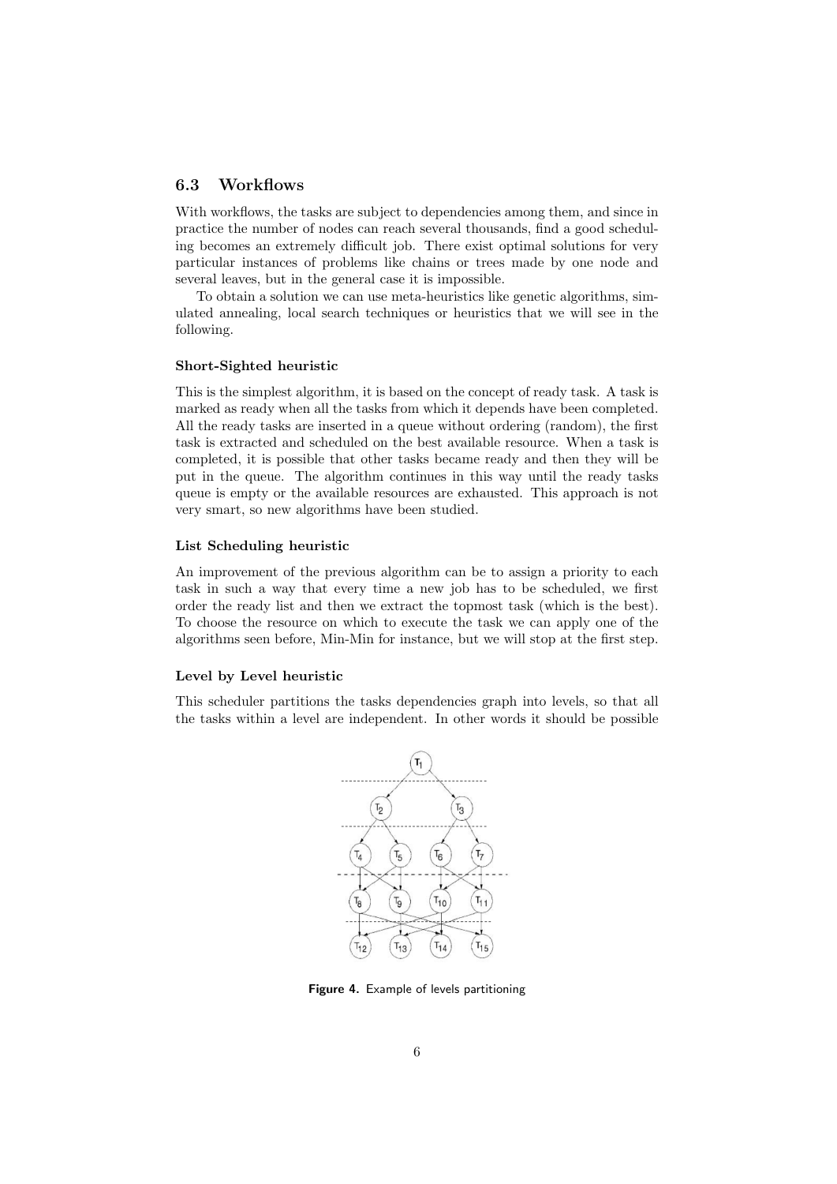### 6.3 Workflows

With workflows, the tasks are subject to dependencies among them, and since in practice the number of nodes can reach several thousands, find a good scheduling becomes an extremely difficult job. There exist optimal solutions for very particular instances of problems like chains or trees made by one node and several leaves, but in the general case it is impossible.

To obtain a solution we can use meta-heuristics like genetic algorithms, simulated annealing, local search techniques or heuristics that we will see in the following.

#### Short-Sighted heuristic

This is the simplest algorithm, it is based on the concept of ready task. A task is marked as ready when all the tasks from which it depends have been completed. All the ready tasks are inserted in a queue without ordering (random), the first task is extracted and scheduled on the best available resource. When a task is completed, it is possible that other tasks became ready and then they will be put in the queue. The algorithm continues in this way until the ready tasks queue is empty or the available resources are exhausted. This approach is not very smart, so new algorithms have been studied.

#### List Scheduling heuristic

An improvement of the previous algorithm can be to assign a priority to each task in such a way that every time a new job has to be scheduled, we first order the ready list and then we extract the topmost task (which is the best). To choose the resource on which to execute the task we can apply one of the algorithms seen before, Min-Min for instance, but we will stop at the first step.

#### Level by Level heuristic

This scheduler partitions the tasks dependencies graph into levels, so that all the tasks within a level are independent. In other words it should be possible

**Figure 4.** Example of levels partitioning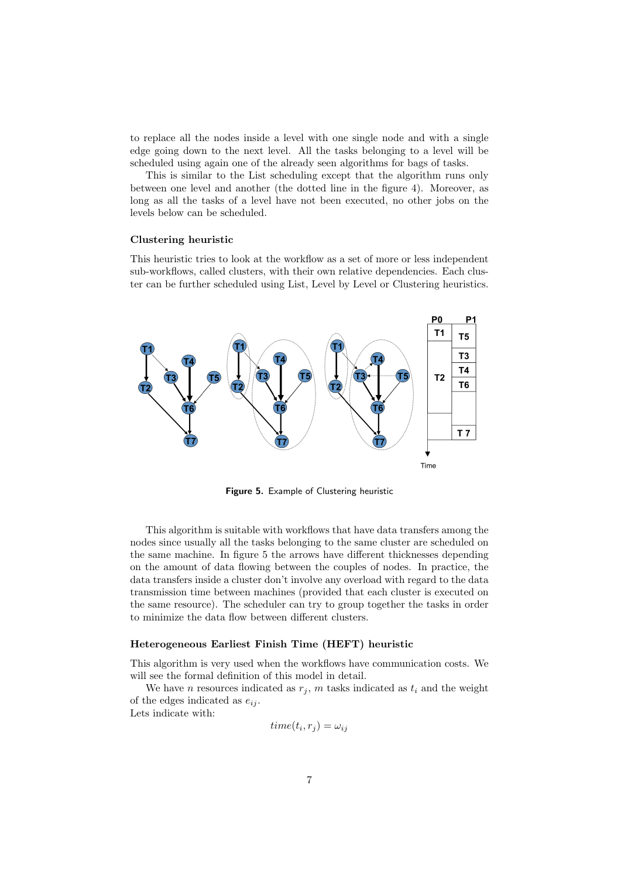to replace all the nodes inside a level with one single node and with a single edge going down to the next level. All the tasks belonging to a level will be scheduled using again one of the already seen algorithms for bags of tasks.

This is similar to the List scheduling except that the algorithm runs only between one level and another (the dotted line in the figure 4). Moreover, as long as all the tasks of a level have not been executed, no other jobs on the levels below can be scheduled.

### Clustering heuristic

This heuristic tries to look at the workflow as a set of more or less independent sub-workflows, called clusters, with their own relative dependencies. Each cluster can be further scheduled using List, Level by Level or Clustering heuristics.

**Figure 5.** Example of Clustering heuristic

This algorithm is suitable with workflows that have data transfers among the nodes since usually all the tasks belonging to the same cluster are scheduled on the same machine. In figure 5 the arrows have different thicknesses depending on the amount of data flowing between the couples of nodes. In practice, the data transfers inside a cluster don't involve any overload with regard to the data transmission time between machines (provided that each cluster is executed on the same resource). The scheduler can try to group together the tasks in order to minimize the data flow between different clusters.

### Heterogeneous Earliest Finish Time (HEFT) heuristic

This algorithm is very used when the workflows have communication costs. We will see the formal definition of this model in detail.

We have $n$ resources indicated as $r_j$, $m$ tasks indicated as $t_i$ and the weight of the edges indicated as $e_{ij}$.
Lets indicate with:

$$time(t_i, r_j) = \omega_{ij}$$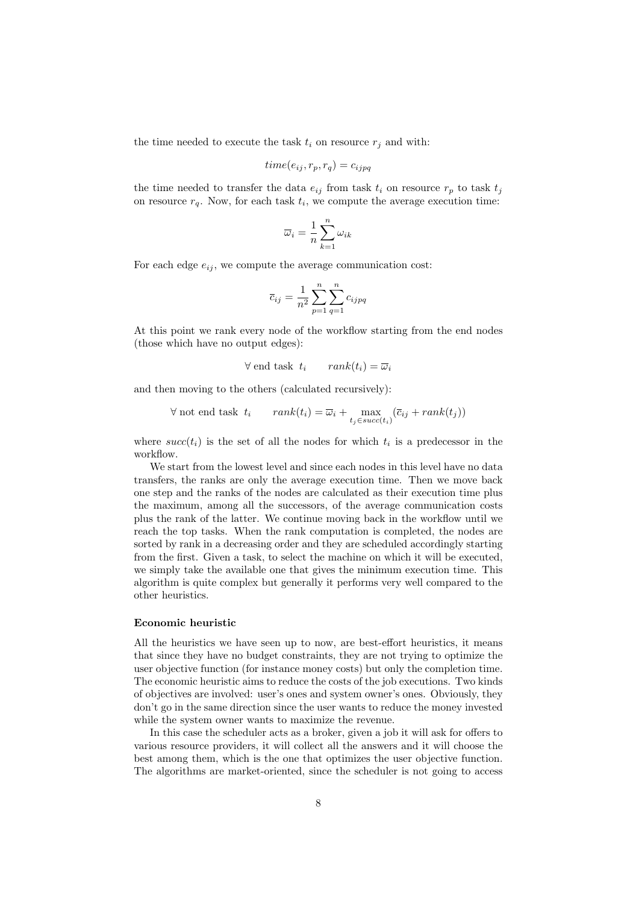the time needed to execute the task $t_i$ on resource $r_j$ and with:

$$time(e_{ij}, r_p, r_q) = c_{ijpq}$$

the time needed to transfer the data $e_{ij}$ from task $t_i$ on resource $r_p$ to task $t_j$ on resource $r_q$. Now, for each task $t_i$, we compute the average execution time:

$$\overline{\omega}_i = \frac{1}{n} \sum_{k=1}^{n} \omega_{ik}$$

For each edge $e_{ij}$, we compute the average communication cost:

$$\overline{c}_{ij} = \frac{1}{n^2} \sum_{p=1}^{n} \sum_{q=1}^{n} c_{ijpq}$$

At this point we rank every node of the workflow starting from the end nodes (those which have no output edges):

$$\forall \text{ end task } t_i \qquad rank(t_i) = \overline{\omega}_i$$

and then moving to the others (calculated recursively):

$$\forall \text{ not end task } t_i \qquad rank(t_i) = \overline{\omega}_i + \max_{t_j \in succ(t_i)} (\overline{c}_{ij} + rank(t_j))$$

where $succ(t_i)$ is the set of all the nodes for which $t_i$ is a predecessor in the workflow.

We start from the lowest level and since each nodes in this level have no data transfers, the ranks are only the average execution time. Then we move back one step and the ranks of the nodes are calculated as their execution time plus the maximum, among all the successors, of the average communication costs plus the rank of the latter. We continue moving back in the workflow until we reach the top tasks. When the rank computation is completed, the nodes are sorted by rank in a decreasing order and they are scheduled accordingly starting from the first. Given a task, to select the machine on which it will be executed, we simply take the available one that gives the minimum execution time. This algorithm is quite complex but generally it performs very well compared to the other heuristics.

#### Economic heuristic

All the heuristics we have seen up to now, are best-effort heuristics, it means that since they have no budget constraints, they are not trying to optimize the user objective function (for instance money costs) but only the completion time. The economic heuristic aims to reduce the costs of the job executions. Two kinds of objectives are involved: user's ones and system owner's ones. Obviously, they don't go in the same direction since the user wants to reduce the money invested while the system owner wants to maximize the revenue.

In this case the scheduler acts as a broker, given a job it will ask for offers to various resource providers, it will collect all the answers and it will choose the best among them, which is the one that optimizes the user objective function. The algorithms are market-oriented, since the scheduler is not going to access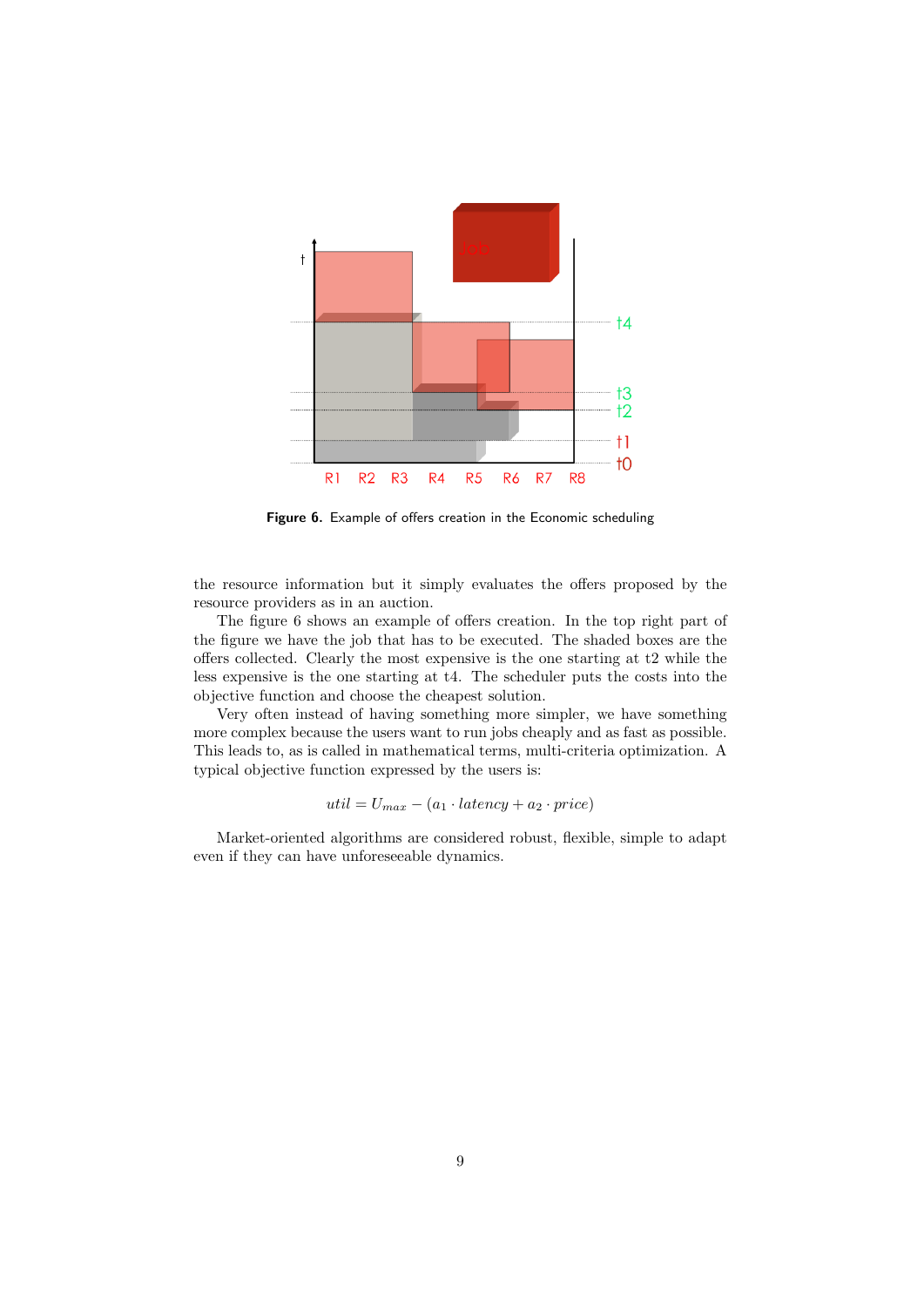t

t4

t3

t2

t1

t0

R1 R2 R3 R4 R5 R6 R7 R8

**Figure 6.** Example of offers creation in the Economic scheduling

the resource information but it simply evaluates the offers proposed by the resource providers as in an auction.

The figure 6 shows an example of offers creation. In the top right part of the figure we have the job that has to be executed. The shaded boxes are the offers collected. Clearly the most expensive is the one starting at t2 while the less expensive is the one starting at t4. The scheduler puts the costs into the objective function and choose the cheapest solution.

Very often instead of having something more simpler, we have something more complex because the users want to run jobs cheaply and as fast as possible. This leads to, as is called in mathematical terms, multi-criteria optimization. A typical objective function expressed by the users is:

$$util = U_{max} - (a_1 \cdot latency + a_2 \cdot price)$$

Market-oriented algorithms are considered robust, flexible, simple to adapt even if they can have unforeseeable dynamics.